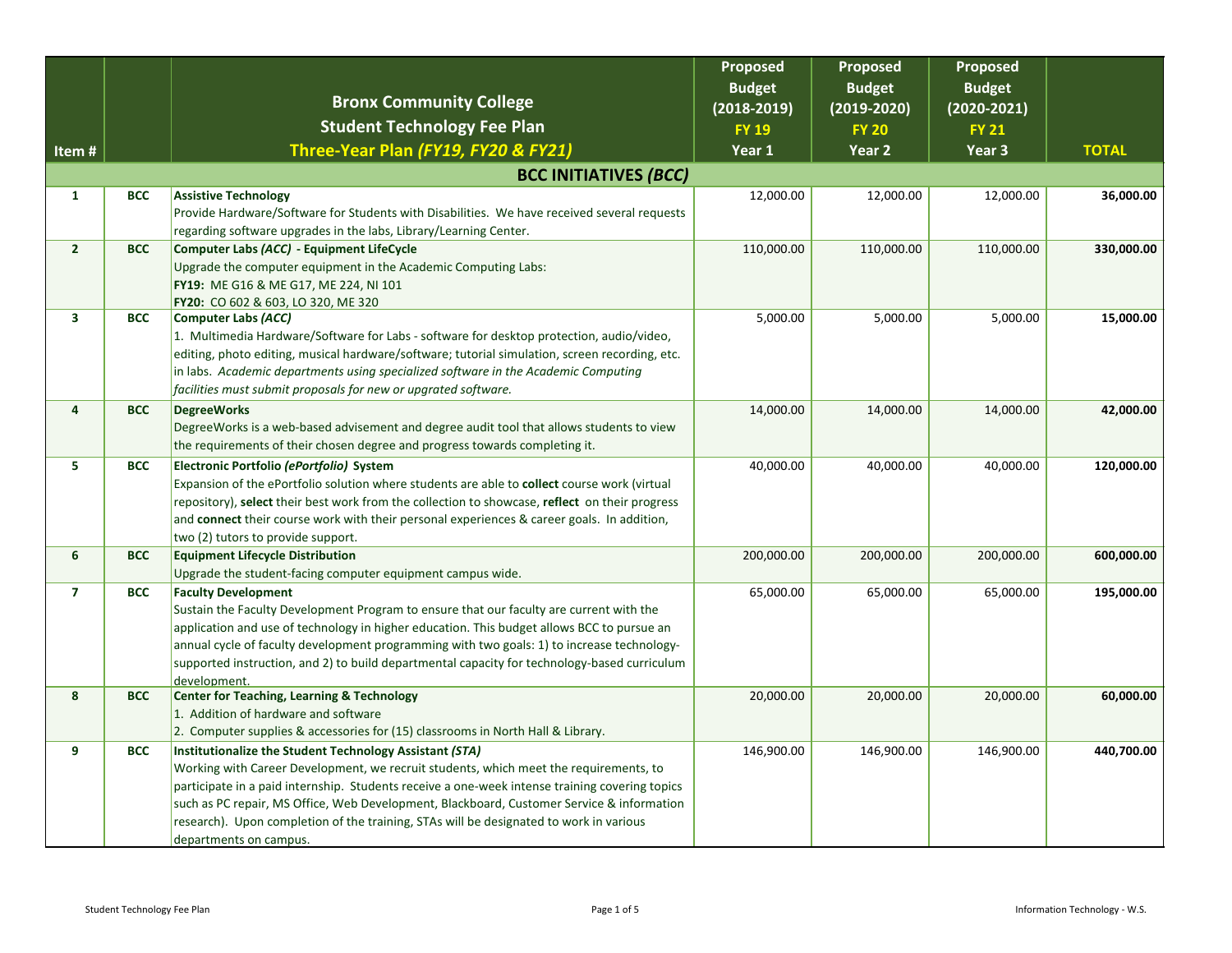| Item # | | Bronx Community College<br>Student Technology Fee Plan<br>Three-Year Plan *(FY19, FY20 & FY21)* | Proposed Budget (2018-2019) FY 19 Year 1 | Proposed Budget (2019-2020) FY 20 Year 2 | Proposed Budget (2020-2021) FY 21 Year 3 | TOTAL |
|---|---|---|---|---|---|---|
| | | **BCC INITIATIVES *(BCC)*** | | | | |
| 1 | BCC | **Assistive Technology**<br>Provide Hardware/Software for Students with Disabilities. We have received several requests regarding software upgrades in the labs, Library/Learning Center. | 12,000.00 | 12,000.00 | 12,000.00 | **36,000.00** |
| 2 | BCC | **Computer Labs *(ACC)* - Equipment LifeCycle**<br>Upgrade the computer equipment in the Academic Computing Labs:<br>**FY19:** ME G16 & ME G17, ME 224, NI 101<br>**FY20:** CO 602 & 603, LO 320, ME 320 | 110,000.00 | 110,000.00 | 110,000.00 | **330,000.00** |
| 3 | BCC | **Computer Labs *(ACC)***<br>1. Multimedia Hardware/Software for Labs - software for desktop protection, audio/video, editing, photo editing, musical hardware/software; tutorial simulation, screen recording, etc. in labs. *Academic departments using specialized software in the Academic Computing facilities must submit proposals for new or upgrated software.* | 5,000.00 | 5,000.00 | 5,000.00 | **15,000.00** |
| 4 | BCC | **DegreeWorks**<br>DegreeWorks is a web-based advisement and degree audit tool that allows students to view the requirements of their chosen degree and progress towards completing it. | 14,000.00 | 14,000.00 | 14,000.00 | **42,000.00** |
| 5 | BCC | **Electronic Portfolio *(ePortfolio)* System**<br>Expansion of the ePortfolio solution where students are able to **collect** course work (virtual repository), **select** their best work from the collection to showcase, **reflect** on their progress and **connect** their course work with their personal experiences & career goals. In addition, two (2) tutors to provide support. | 40,000.00 | 40,000.00 | 40,000.00 | **120,000.00** |
| 6 | BCC | **Equipment Lifecycle Distribution**<br>Upgrade the student-facing computer equipment campus wide. | 200,000.00 | 200,000.00 | 200,000.00 | **600,000.00** |
| 7 | BCC | **Faculty Development**<br>Sustain the Faculty Development Program to ensure that our faculty are current with the application and use of technology in higher education. This budget allows BCC to pursue an annual cycle of faculty development programming with two goals: 1) to increase technology-supported instruction, and 2) to build departmental capacity for technology-based curriculum development. | 65,000.00 | 65,000.00 | 65,000.00 | **195,000.00** |
| 8 | BCC | **Center for Teaching, Learning & Technology**<br>1. Addition of hardware and software<br>2. Computer supplies & accessories for (15) classrooms in North Hall & Library. | 20,000.00 | 20,000.00 | 20,000.00 | **60,000.00** |
| 9 | BCC | **Institutionalize the Student Technology Assistant *(STA)***<br>Working with Career Development, we recruit students, which meet the requirements, to participate in a paid internship. Students receive a one-week intense training covering topics such as PC repair, MS Office, Web Development, Blackboard, Customer Service & information research). Upon completion of the training, STAs will be designated to work in various departments on campus. | 146,900.00 | 146,900.00 | 146,900.00 | **440,700.00** |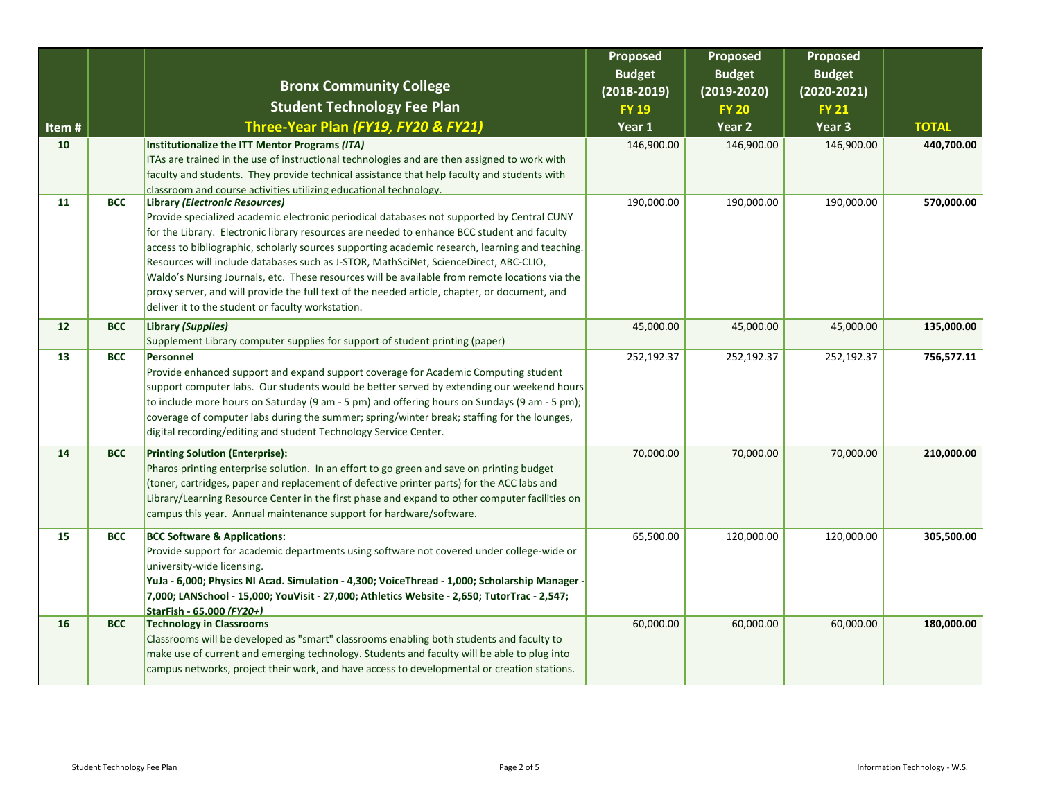| Item # | | **Bronx Community College**<br>**Student Technology Fee Plan**<br>**Three-Year Plan *(FY19, FY20 & FY21)*** | **Proposed Budget (2018-2019) FY 19 Year 1** | **Proposed Budget (2019-2020) FY 20 Year 2** | **Proposed Budget (2020-2021) FY 21 Year 3** | **TOTAL** |
|---|---|---|---|---|---|---|
| **10** | | **Institutionalize the ITT Mentor Programs *(ITA)***<br>ITAs are trained in the use of instructional technologies and are then assigned to work with faculty and students. They provide technical assistance that help faculty and students with classroom and course activities utilizing educational technology. | 146,900.00 | 146,900.00 | 146,900.00 | **440,700.00** |
| **11** | **BCC** | **Library *(Electronic Resources)***<br>Provide specialized academic electronic periodical databases not supported by Central CUNY for the Library. Electronic library resources are needed to enhance BCC student and faculty access to bibliographic, scholarly sources supporting academic research, learning and teaching. Resources will include databases such as J-STOR, MathSciNet, ScienceDirect, ABC-CLIO, Waldo's Nursing Journals, etc. These resources will be available from remote locations via the proxy server, and will provide the full text of the needed article, chapter, or document, and deliver it to the student or faculty workstation. | 190,000.00 | 190,000.00 | 190,000.00 | **570,000.00** |
| **12** | **BCC** | **Library *(Supplies)***<br>Supplement Library computer supplies for support of student printing (paper) | 45,000.00 | 45,000.00 | 45,000.00 | **135,000.00** |
| **13** | **BCC** | **Personnel**<br>Provide enhanced support and expand support coverage for Academic Computing student support computer labs. Our students would be better served by extending our weekend hours to include more hours on Saturday (9 am - 5 pm) and offering hours on Sundays (9 am - 5 pm); coverage of computer labs during the summer; spring/winter break; staffing for the lounges, digital recording/editing and student Technology Service Center. | 252,192.37 | 252,192.37 | 252,192.37 | **756,577.11** |
| **14** | **BCC** | **Printing Solution (Enterprise):**<br>Pharos printing enterprise solution. In an effort to go green and save on printing budget (toner, cartridges, paper and replacement of defective printer parts) for the ACC labs and Library/Learning Resource Center in the first phase and expand to other computer facilities on campus this year. Annual maintenance support for hardware/software. | 70,000.00 | 70,000.00 | 70,000.00 | **210,000.00** |
| **15** | **BCC** | **BCC Software & Applications:**<br>Provide support for academic departments using software not covered under college-wide or university-wide licensing.<br>**YuJa - 6,000; Physics NI Acad. Simulation - 4,300; VoiceThread - 1,000; Scholarship Manager - 7,000; LANSchool - 15,000; YouVisit - 27,000; Athletics Website - 2,650; TutorTrac - 2,547; StarFish - 65,000 *(FY20+)*** | 65,500.00 | 120,000.00 | 120,000.00 | **305,500.00** |
| **16** | **BCC** | **Technology in Classrooms**<br>Classrooms will be developed as "smart" classrooms enabling both students and faculty to make use of current and emerging technology. Students and faculty will be able to plug into campus networks, project their work, and have access to developmental or creation stations. | 60,000.00 | 60,000.00 | 60,000.00 | **180,000.00** |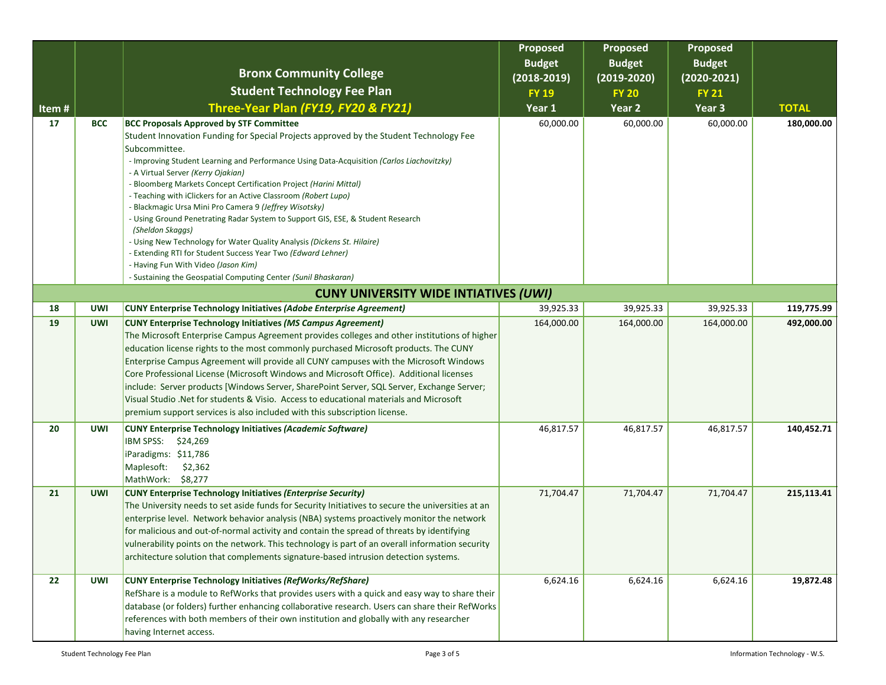| Item # | | Bronx Community College<br>Student Technology Fee Plan<br>*Three-Year Plan (FY19, FY20 & FY21)* | Proposed Budget (2018-2019) FY 19 Year 1 | Proposed Budget (2019-2020) FY 20 Year 2 | Proposed Budget (2020-2021) FY 21 Year 3 | TOTAL |
|---|---|---|---|---|---|---|
| 17 | BCC | **BCC Proposals Approved by STF Committee**<br>Student Innovation Funding for Special Projects approved by the Student Technology Fee Subcommittee.<br>- Improving Student Learning and Performance Using Data-Acquisition *(Carlos Liachovitzky)*<br>- A Virtual Server *(Kerry Ojakian)*<br>- Bloomberg Markets Concept Certification Project *(Harini Mittal)*<br>- Teaching with iClickers for an Active Classroom *(Robert Lupo)*<br>- Blackmagic Ursa Mini Pro Camera 9 *(Jeffrey Wisotsky)*<br>- Using Ground Penetrating Radar System to Support GIS, ESE, & Student Research *(Sheldon Skaggs)*<br>- Using New Technology for Water Quality Analysis *(Dickens St. Hilaire)*<br>- Extending RTI for Student Success Year Two *(Edward Lehner)*<br>- Having Fun With Video *(Jason Kim)*<br>- Sustaining the Geospatial Computing Center *(Sunil Bhaskaran)* | 60,000.00 | 60,000.00 | 60,000.00 | **180,000.00** |
| | | **CUNY UNIVERSITY WIDE INTIATIVES *(UWI)*** | | | | |
| 18 | UWI | **CUNY Enterprise Technology Initiatives *(Adobe Enterprise Agreement)*** | 39,925.33 | 39,925.33 | 39,925.33 | **119,775.99** |
| 19 | UWI | **CUNY Enterprise Technology Initiatives *(MS Campus Agreement)***<br>The Microsoft Enterprise Campus Agreement provides colleges and other institutions of higher education license rights to the most commonly purchased Microsoft products. The CUNY Enterprise Campus Agreement will provide all CUNY campuses with the Microsoft Windows Core Professional License (Microsoft Windows and Microsoft Office). Additional licenses include: Server products [Windows Server, SharePoint Server, SQL Server, Exchange Server; Visual Studio .Net for students & Visio. Access to educational materials and Microsoft premium support services is also included with this subscription license. | 164,000.00 | 164,000.00 | 164,000.00 | **492,000.00** |
| 20 | UWI | **CUNY Enterprise Technology Initiatives *(Academic Software)***<br>IBM SPSS: $24,269<br>iParadigms: $11,786<br>Maplesoft: $2,362<br>MathWork: $8,277 | 46,817.57 | 46,817.57 | 46,817.57 | **140,452.71** |
| 21 | UWI | **CUNY Enterprise Technology Initiatives *(Enterprise Security)***<br>The University needs to set aside funds for Security Initiatives to secure the universities at an enterprise level. Network behavior analysis (NBA) systems proactively monitor the network for malicious and out-of-normal activity and contain the spread of threats by identifying vulnerability points on the network. This technology is part of an overall information security architecture solution that complements signature-based intrusion detection systems. | 71,704.47 | 71,704.47 | 71,704.47 | **215,113.41** |
| 22 | UWI | **CUNY Enterprise Technology Initiatives *(RefWorks/RefShare)***<br>RefShare is a module to RefWorks that provides users with a quick and easy way to share their database (or folders) further enhancing collaborative research. Users can share their RefWorks references with both members of their own institution and globally with any researcher having Internet access. | 6,624.16 | 6,624.16 | 6,624.16 | **19,872.48** |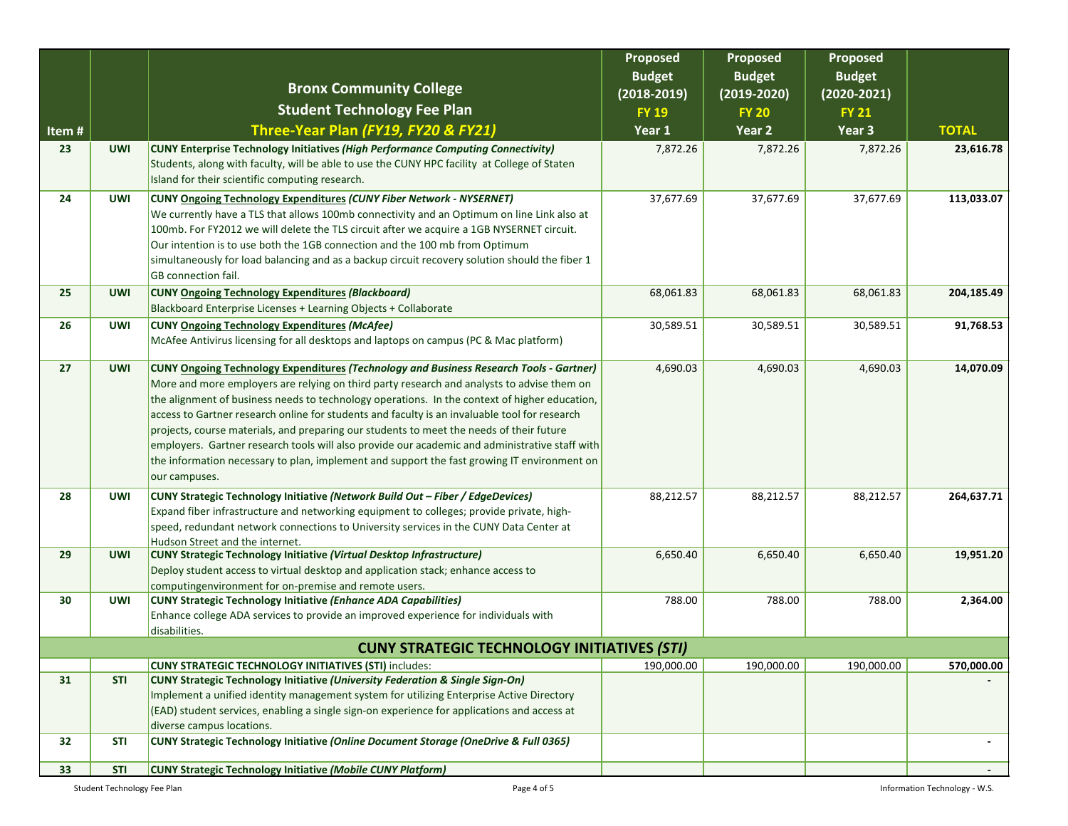| Item # | | Bronx Community College<br>Student Technology Fee Plan<br>Three-Year Plan *(FY19, FY20 & FY21)* | Proposed Budget (2018-2019) FY 19 Year 1 | Proposed Budget (2019-2020) FY 20 Year 2 | Proposed Budget (2020-2021) FY 21 Year 3 | TOTAL |
|---|---|---|---|---|---|---|
| 23 | UWI | **CUNY Enterprise Technology Initiatives *(High Performance Computing Connectivity)***<br>Students, along with faculty, will be able to use the CUNY HPC facility at College of Staten Island for their scientific computing research. | 7,872.26 | 7,872.26 | 7,872.26 | **23,616.78** |
| 24 | UWI | **CUNY Ongoing Technology Expenditures *(CUNY Fiber Network - NYSERNET)***<br>We currently have a TLS that allows 100mb connectivity and an Optimum on line Link also at 100mb. For FY2012 we will delete the TLS circuit after we acquire a 1GB NYSERNET circuit. Our intention is to use both the 1GB connection and the 100 mb from Optimum simultaneously for load balancing and as a backup circuit recovery solution should the fiber 1 GB connection fail. | 37,677.69 | 37,677.69 | 37,677.69 | **113,033.07** |
| 25 | UWI | **CUNY Ongoing Technology Expenditures *(Blackboard)***<br>Blackboard Enterprise Licenses + Learning Objects + Collaborate | 68,061.83 | 68,061.83 | 68,061.83 | **204,185.49** |
| 26 | UWI | **CUNY Ongoing Technology Expenditures *(McAfee)***<br>McAfee Antivirus licensing for all desktops and laptops on campus (PC & Mac platform) | 30,589.51 | 30,589.51 | 30,589.51 | **91,768.53** |
| 27 | UWI | **CUNY Ongoing Technology Expenditures *(Technology and Business Research Tools - Gartner)***<br>More and more employers are relying on third party research and analysts to advise them on the alignment of business needs to technology operations. In the context of higher education, access to Gartner research online for students and faculty is an invaluable tool for research projects, course materials, and preparing our students to meet the needs of their future employers. Gartner research tools will also provide our academic and administrative staff with the information necessary to plan, implement and support the fast growing IT environment on our campuses. | 4,690.03 | 4,690.03 | 4,690.03 | **14,070.09** |
| 28 | UWI | **CUNY Strategic Technology Initiative *(Network Build Out – Fiber / EdgeDevices)***<br>Expand fiber infrastructure and networking equipment to colleges; provide private, high-speed, redundant network connections to University services in the CUNY Data Center at Hudson Street and the internet. | 88,212.57 | 88,212.57 | 88,212.57 | **264,637.71** |
| 29 | UWI | **CUNY Strategic Technology Initiative *(Virtual Desktop Infrastructure)***<br>Deploy student access to virtual desktop and application stack; enhance access to computingenvironment for on-premise and remote users. | 6,650.40 | 6,650.40 | 6,650.40 | **19,951.20** |
| 30 | UWI | **CUNY Strategic Technology Initiative *(Enhance ADA Capabilities)***<br>Enhance college ADA services to provide an improved experience for individuals with disabilities. | 788.00 | 788.00 | 788.00 | **2,364.00** |
| | | **CUNY STRATEGIC TECHNOLOGY INITIATIVES *(STI)*** | | | | |
| | | **CUNY STRATEGIC TECHNOLOGY INITIATIVES (STI)** includes: | 190,000.00 | 190,000.00 | 190,000.00 | **570,000.00** |
| 31 | STI | **CUNY Strategic Technology Initiative *(University Federation & Single Sign-On)***<br>Implement a unified identity management system for utilizing Enterprise Active Directory (EAD) student services, enabling a single sign-on experience for applications and access at diverse campus locations. | | | | - |
| 32 | STI | **CUNY Strategic Technology Initiative *(Online Document Storage (OneDrive & Full 0365)*** | | | | - |
| 33 | STI | **CUNY Strategic Technology Initiative *(Mobile CUNY Platform)*** | | | | - |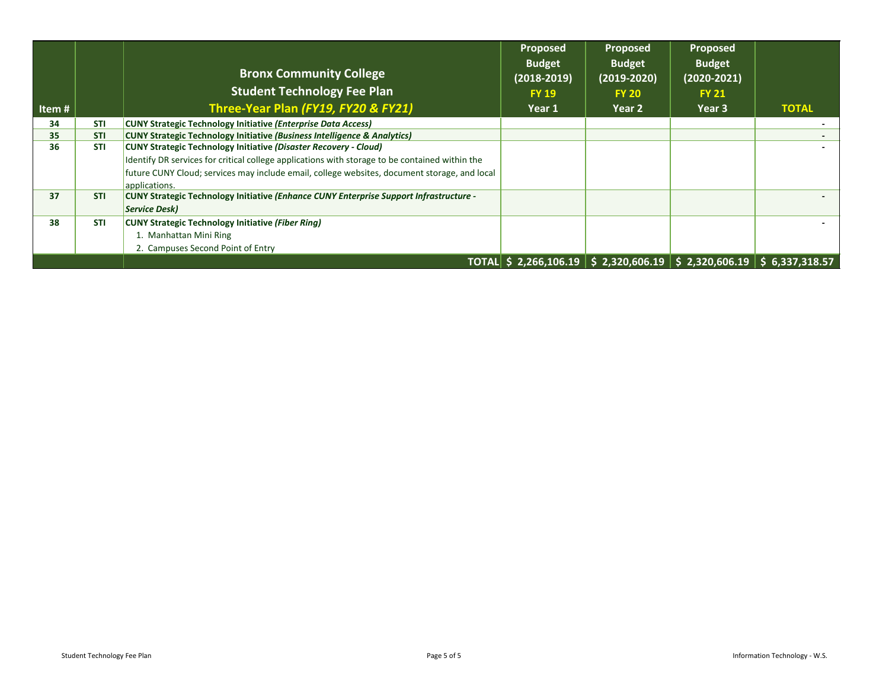| Item # | | Bronx Community College<br>Student Technology Fee Plan<br>Three-Year Plan *(FY19, FY20 & FY21)* | Proposed Budget (2018-2019) FY 19 Year 1 | Proposed Budget (2019-2020) FY 20 Year 2 | Proposed Budget (2020-2021) FY 21 Year 3 | TOTAL |
|---|---|---|---|---|---|---|
| 34 | STI | **CUNY Strategic Technology Initiative *(Enterprise Data Access)*** | | | | - |
| 35 | STI | **CUNY Strategic Technology Initiative *(Business Intelligence & Analytics)*** | | | | - |
| 36 | STI | **CUNY Strategic Technology Initiative *(Disaster Recovery - Cloud)***<br>Identify DR services for critical college applications with storage to be contained within the future CUNY Cloud; services may include email, college websites, document storage, and local applications. | | | | - |
| 37 | STI | **CUNY Strategic Technology Initiative *(Enhance CUNY Enterprise Support Infrastructure - Service Desk)*** | | | | - |
| 38 | STI | **CUNY Strategic Technology Initiative *(Fiber Ring)***<br>1. Manhattan Mini Ring<br>2. Campuses Second Point of Entry | | | | - |
| | | **TOTAL** | **$ 2,266,106.19** | **$ 2,320,606.19** | **$ 2,320,606.19** | **$ 6,337,318.57** |

Student Technology Fee Plan

Information Technology - W.S.